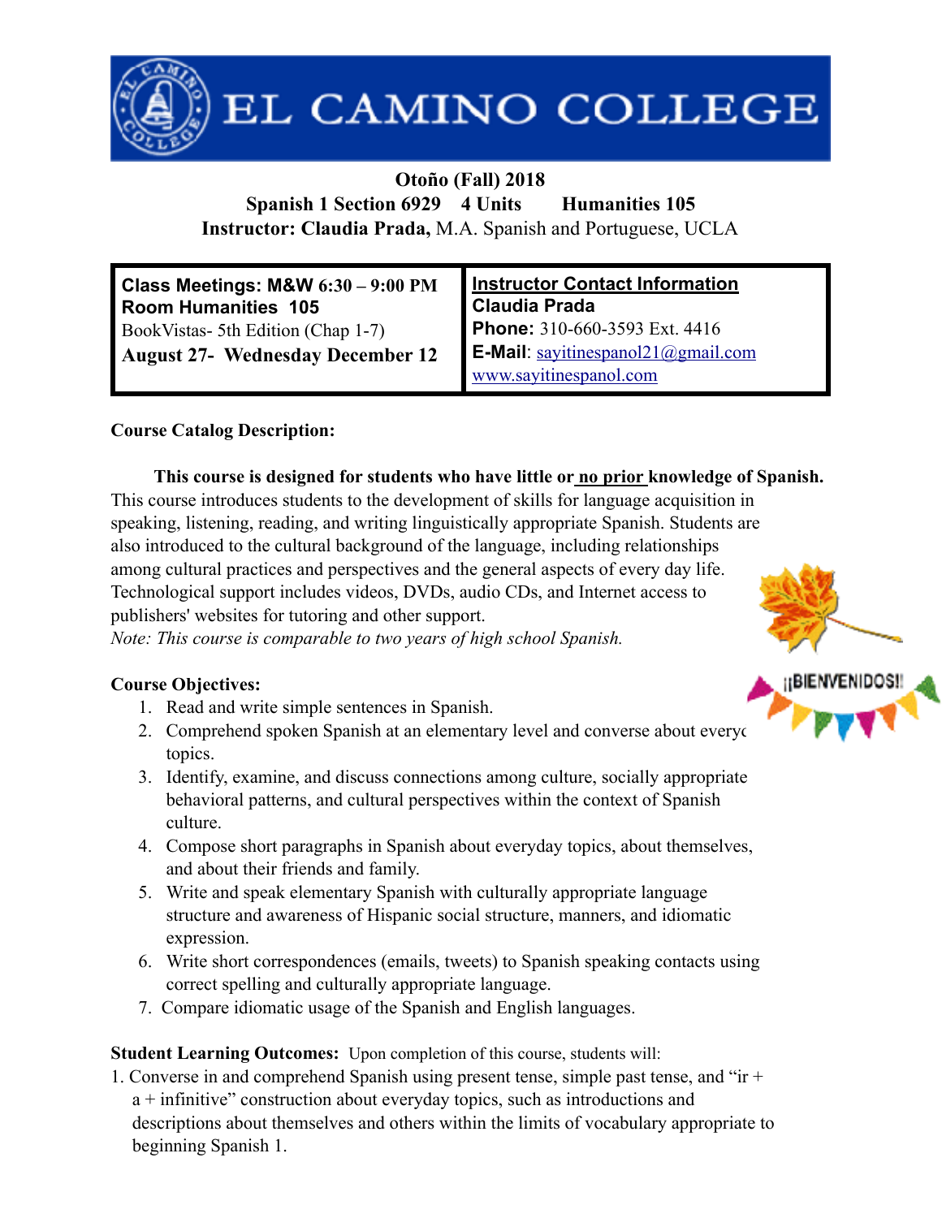# EL CAMINO COLLEGE

**Otoño (Fall) 2018**

**Spanish 1 Section 6929 4 Units Humanities 105**

**Instructor: Claudia Prada,** M.A. Spanish and Portuguese, UCLA

| **Class Meetings: M&W 6:30 – 9:00 PM** | **Instructor Contact Information** |
|---|---|
| **Room Humanities 105** | **Claudia Prada** |
| BookVistas- 5th Edition (Chap 1-7) | **Phone:** 310-660-3593 Ext. 4416 |
| **August 27- Wednesday December 12** | **E-Mail**: sayitinespanol21@gmail.com |
| | www.sayitinespanol.com |

**Course Catalog Description:**

**This course is designed for students who have little or no prior knowledge of Spanish.** This course introduces students to the development of skills for language acquisition in speaking, listening, reading, and writing linguistically appropriate Spanish. Students are also introduced to the cultural background of the language, including relationships among cultural practices and perspectives and the general aspects of every day life. Technological support includes videos, DVDs, audio CDs, and Internet access to publishers' websites for tutoring and other support.

*Note: This course is comparable to two years of high school Spanish.*

¡¡BIENVENIDOS!!

**Course Objectives:**

1. Read and write simple sentences in Spanish.
2. Comprehend spoken Spanish at an elementary level and converse about everyc topics.
3. Identify, examine, and discuss connections among culture, socially appropriate behavioral patterns, and cultural perspectives within the context of Spanish culture.
4. Compose short paragraphs in Spanish about everyday topics, about themselves, and about their friends and family.
5. Write and speak elementary Spanish with culturally appropriate language structure and awareness of Hispanic social structure, manners, and idiomatic expression.
6. Write short correspondences (emails, tweets) to Spanish speaking contacts using correct spelling and culturally appropriate language.
7. Compare idiomatic usage of the Spanish and English languages.

**Student Learning Outcomes:** Upon completion of this course, students will:

1. Converse in and comprehend Spanish using present tense, simple past tense, and "ir + a + infinitive" construction about everyday topics, such as introductions and descriptions about themselves and others within the limits of vocabulary appropriate to beginning Spanish 1.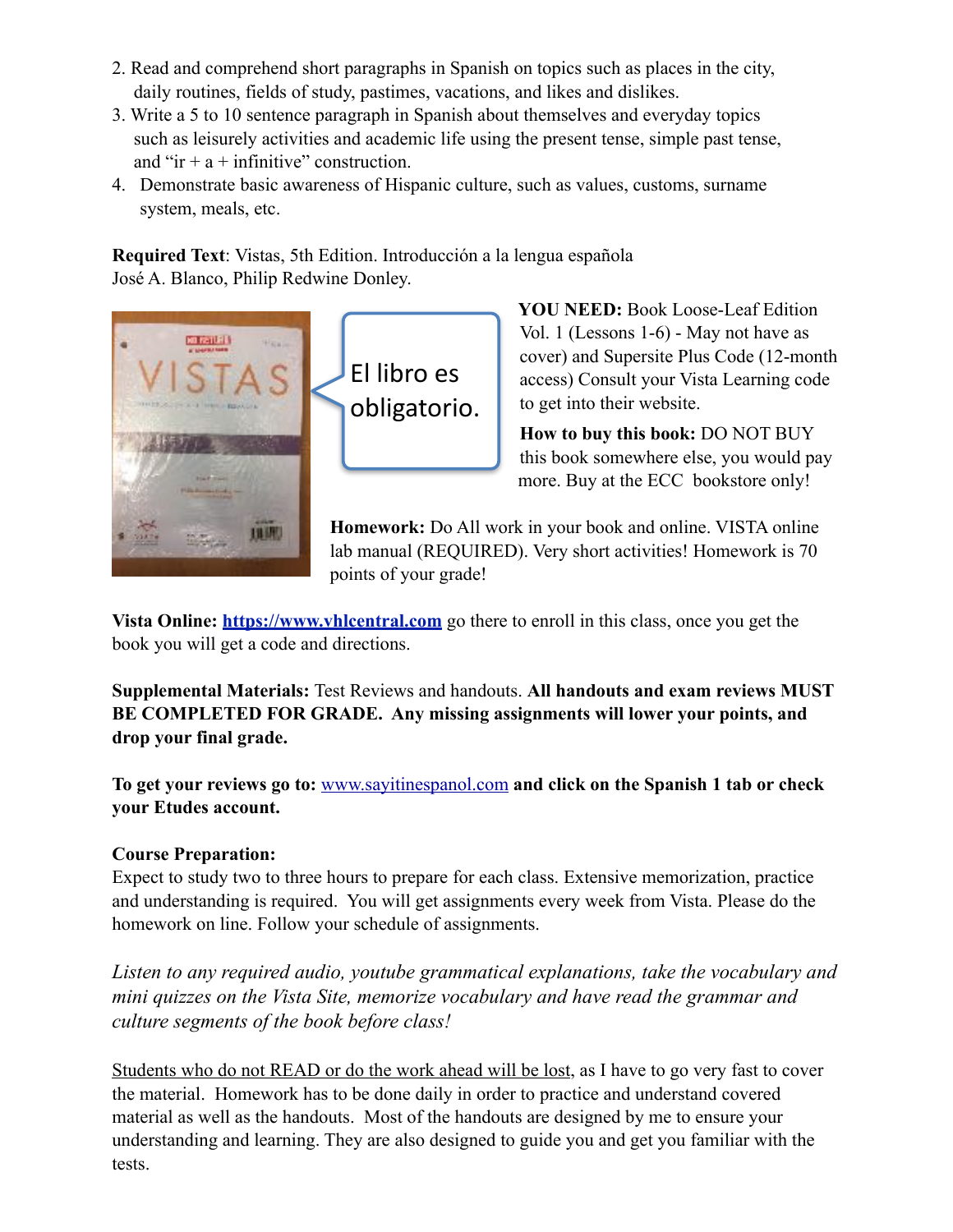2. Read and comprehend short paragraphs in Spanish on topics such as places in the city, daily routines, fields of study, pastimes, vacations, and likes and dislikes.
3. Write a 5 to 10 sentence paragraph in Spanish about themselves and everyday topics such as leisurely activities and academic life using the present tense, simple past tense, and "ir + a + infinitive" construction.
4. Demonstrate basic awareness of Hispanic culture, such as values, customs, surname system, meals, etc.

**Required Text**: Vistas, 5th Edition. Introducción a la lengua española
José A. Blanco, Philip Redwine Donley.

El libro es obligatorio.

**YOU NEED:** Book Loose-Leaf Edition Vol. 1 (Lessons 1-6) - May not have as cover) and Supersite Plus Code (12-month access) Consult your Vista Learning code to get into their website.

**How to buy this book:** DO NOT BUY this book somewhere else, you would pay more. Buy at the ECC bookstore only!

**Homework:** Do All work in your book and online. VISTA online lab manual (REQUIRED). Very short activities! Homework is 70 points of your grade!

**Vista Online:** **https://www.vhlcentral.com** go there to enroll in this class, once you get the book you will get a code and directions.

**Supplemental Materials:** Test Reviews and handouts. **All handouts and exam reviews MUST BE COMPLETED FOR GRADE. Any missing assignments will lower your points, and drop your final grade.**

**To get your reviews go to:** www.sayitinespanol.com **and click on the Spanish 1 tab or check your Etudes account.**

**Course Preparation:**
Expect to study two to three hours to prepare for each class. Extensive memorization, practice and understanding is required. You will get assignments every week from Vista. Please do the homework on line. Follow your schedule of assignments.

*Listen to any required audio, youtube grammatical explanations, take the vocabulary and mini quizzes on the Vista Site, memorize vocabulary and have read the grammar and culture segments of the book before class!*

<u>Students who do not READ or do the work ahead will be lost</u>, as I have to go very fast to cover the material. Homework has to be done daily in order to practice and understand covered material as well as the handouts. Most of the handouts are designed by me to ensure your understanding and learning. They are also designed to guide you and get you familiar with the tests.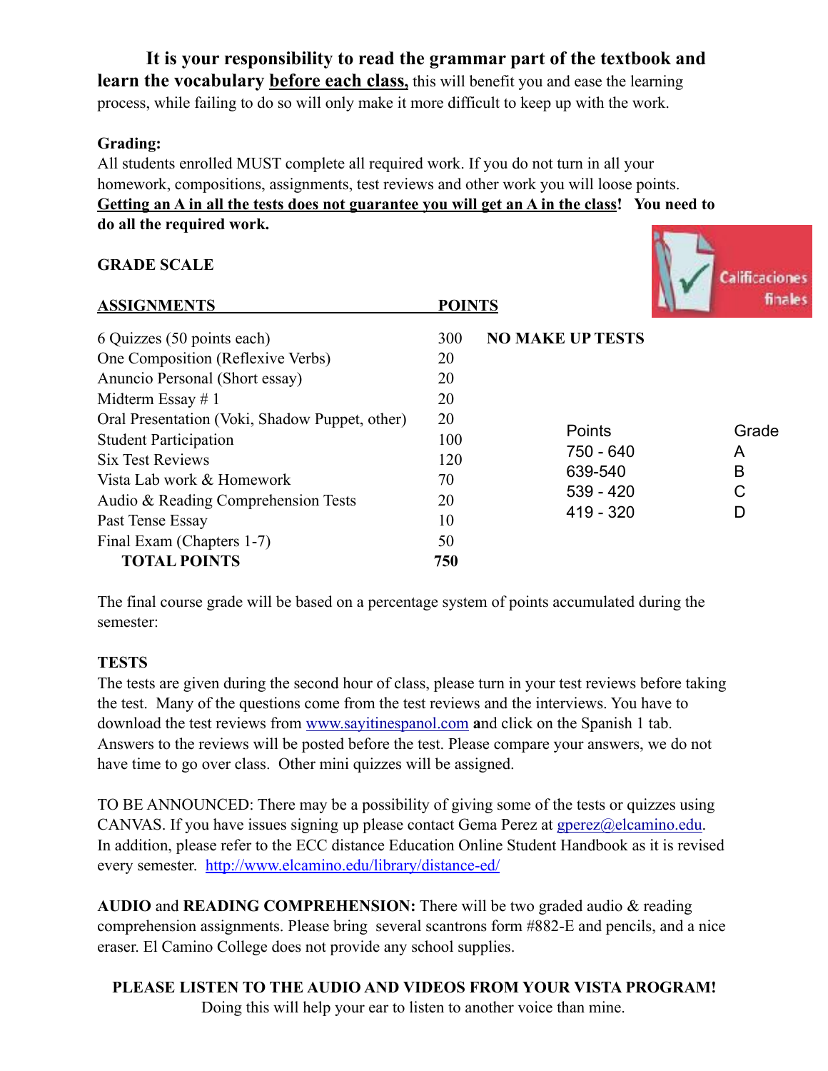**It is your responsibility to read the grammar part of the textbook and learn the vocabulary <u>before each class,</u>** this will benefit you and ease the learning process, while failing to do so will only make it more difficult to keep up with the work.

**Grading:**
All students enrolled MUST complete all required work. If you do not turn in all your homework, compositions, assignments, test reviews and other work you will loose points. **<u>Getting an A in all the tests does not guarantee you will get an A in the class</u>! You need to do all the required work.**

**GRADE SCALE**

| **ASSIGNMENTS** | **POINTS** |
|---|---|
| 6 Quizzes (50 points each) | 300 |
| One Composition (Reflexive Verbs) | 20 |
| Anuncio Personal (Short essay) | 20 |
| Midterm Essay # 1 | 20 |
| Oral Presentation (Voki, Shadow Puppet, other) | 20 |
| Student Participation | 100 |
| Six Test Reviews | 120 |
| Vista Lab work & Homework | 70 |
| Audio & Reading Comprehension Tests | 20 |
| Past Tense Essay | 10 |
| Final Exam (Chapters 1-7) | 50 |
| **TOTAL POINTS** | **750** |

**NO MAKE UP TESTS**

| Points | Grade |
|---|---|
| 750 - 640 | A |
| 639-540 | B |
| 539 - 420 | C |
| 419 - 320 | D |

The final course grade will be based on a percentage system of points accumulated during the semester:

**TESTS**
The tests are given during the second hour of class, please turn in your test reviews before taking the test. Many of the questions come from the test reviews and the interviews. You have to download the test reviews from www.sayitinespanol.com and click on the Spanish 1 tab. Answers to the reviews will be posted before the test. Please compare your answers, we do not have time to go over class. Other mini quizzes will be assigned.

TO BE ANNOUNCED: There may be a possibility of giving some of the tests or quizzes using CANVAS. If you have issues signing up please contact Gema Perez at gperez@elcamino.edu. In addition, please refer to the ECC distance Education Online Student Handbook as it is revised every semester. http://www.elcamino.edu/library/distance-ed/

**AUDIO** and **READING COMPREHENSION:** There will be two graded audio & reading comprehension assignments. Please bring several scantrons form #882-E and pencils, and a nice eraser. El Camino College does not provide any school supplies.

**PLEASE LISTEN TO THE AUDIO AND VIDEOS FROM YOUR VISTA PROGRAM!**
Doing this will help your ear to listen to another voice than mine.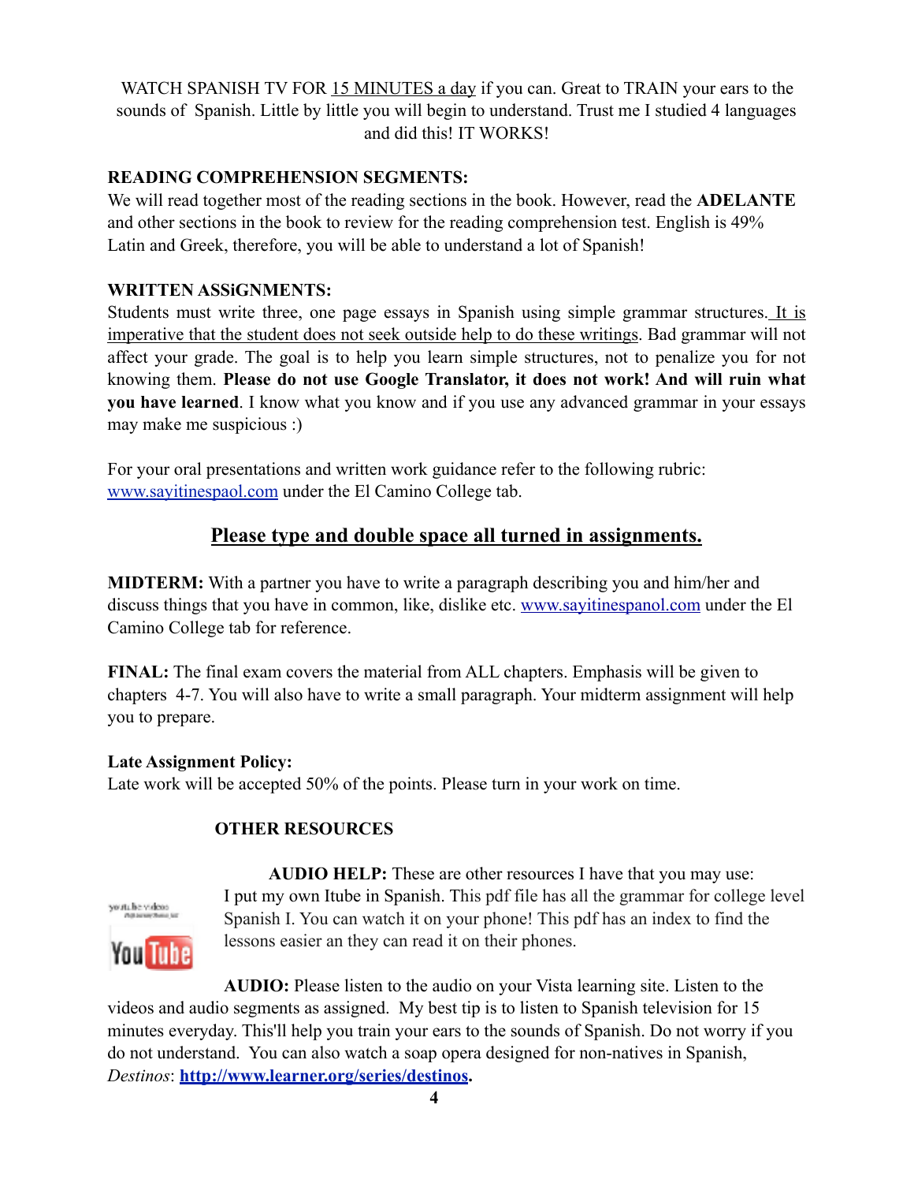WATCH SPANISH TV FOR 15 MINUTES a day if you can. Great to TRAIN your ears to the sounds of Spanish. Little by little you will begin to understand. Trust me I studied 4 languages and did this! IT WORKS!

**READING COMPREHENSION SEGMENTS:**
We will read together most of the reading sections in the book. However, read the **ADELANTE** and other sections in the book to review for the reading comprehension test. English is 49% Latin and Greek, therefore, you will be able to understand a lot of Spanish!

**WRITTEN ASSiGNMENTS:**
Students must write three, one page essays in Spanish using simple grammar structures. It is imperative that the student does not seek outside help to do these writings. Bad grammar will not affect your grade. The goal is to help you learn simple structures, not to penalize you for not knowing them. **Please do not use Google Translator, it does not work! And will ruin what you have learned**. I know what you know and if you use any advanced grammar in your essays may make me suspicious :)

For your oral presentations and written work guidance refer to the following rubric: www.sayitinespaol.com under the El Camino College tab.

## Please type and double space all turned in assignments.

**MIDTERM:** With a partner you have to write a paragraph describing you and him/her and discuss things that you have in common, like, dislike etc. www.sayitinespanol.com under the El Camino College tab for reference.

**FINAL:** The final exam covers the material from ALL chapters. Emphasis will be given to chapters 4-7. You will also have to write a small paragraph. Your midterm assignment will help you to prepare.

**Late Assignment Policy:**
Late work will be accepted 50% of the points. Please turn in your work on time.

**OTHER RESOURCES**

**AUDIO HELP:** These are other resources I have that you may use: I put my own Itube in Spanish. This pdf file has all the grammar for college level Spanish I. You can watch it on your phone! This pdf has an index to find the lessons easier an they can read it on their phones.

**AUDIO:** Please listen to the audio on your Vista learning site. Listen to the videos and audio segments as assigned. My best tip is to listen to Spanish television for 15 minutes everyday. This'll help you train your ears to the sounds of Spanish. Do not worry if you do not understand. You can also watch a soap opera designed for non-natives in Spanish, *Destinos*: **http://www.learner.org/series/destinos.**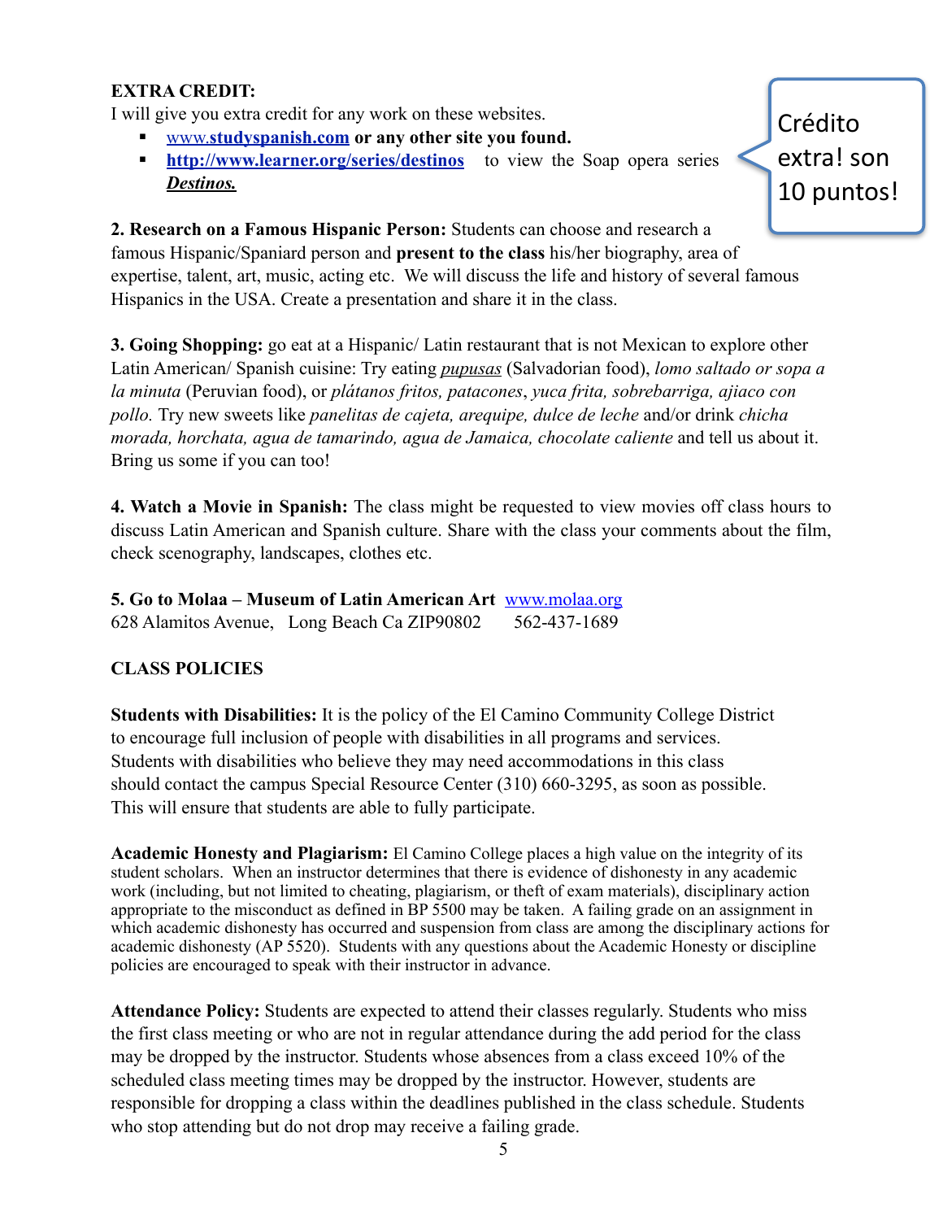**EXTRA CREDIT:**

I will give you extra credit for any work on these websites.

- www.**studyspanish.com** **or any other site you found.**
- **http://www.learner.org/series/destinos** to view the Soap opera series ***Destinos.***

Crédito extra! son 10 puntos!

**2. Research on a Famous Hispanic Person:** Students can choose and research a famous Hispanic/Spaniard person and **present to the class** his/her biography, area of expertise, talent, art, music, acting etc. We will discuss the life and history of several famous Hispanics in the USA. Create a presentation and share it in the class.

**3. Going Shopping:** go eat at a Hispanic/ Latin restaurant that is not Mexican to explore other Latin American/ Spanish cuisine: Try eating *pupusas* (Salvadorian food), *lomo saltado or sopa a la minuta* (Peruvian food), or *plátanos fritos, patacones*, *yuca frita, sobrebarriga, ajiaco con pollo.* Try new sweets like *panelitas de cajeta, arequipe, dulce de leche* and/or drink *chicha morada, horchata, agua de tamarindo, agua de Jamaica, chocolate caliente* and tell us about it. Bring us some if you can too!

**4. Watch a Movie in Spanish:** The class might be requested to view movies off class hours to discuss Latin American and Spanish culture. Share with the class your comments about the film, check scenography, landscapes, clothes etc.

**5. Go to Molaa – Museum of Latin American Art** www.molaa.org
628 Alamitos Avenue, Long Beach Ca ZIP90802 562-437-1689

**CLASS POLICIES**

**Students with Disabilities:** It is the policy of the El Camino Community College District to encourage full inclusion of people with disabilities in all programs and services. Students with disabilities who believe they may need accommodations in this class should contact the campus Special Resource Center (310) 660-3295, as soon as possible. This will ensure that students are able to fully participate.

**Academic Honesty and Plagiarism:** El Camino College places a high value on the integrity of its student scholars. When an instructor determines that there is evidence of dishonesty in any academic work (including, but not limited to cheating, plagiarism, or theft of exam materials), disciplinary action appropriate to the misconduct as defined in BP 5500 may be taken. A failing grade on an assignment in which academic dishonesty has occurred and suspension from class are among the disciplinary actions for academic dishonesty (AP 5520). Students with any questions about the Academic Honesty or discipline policies are encouraged to speak with their instructor in advance.

**Attendance Policy:** Students are expected to attend their classes regularly. Students who miss the first class meeting or who are not in regular attendance during the add period for the class may be dropped by the instructor. Students whose absences from a class exceed 10% of the scheduled class meeting times may be dropped by the instructor. However, students are responsible for dropping a class within the deadlines published in the class schedule. Students who stop attending but do not drop may receive a failing grade.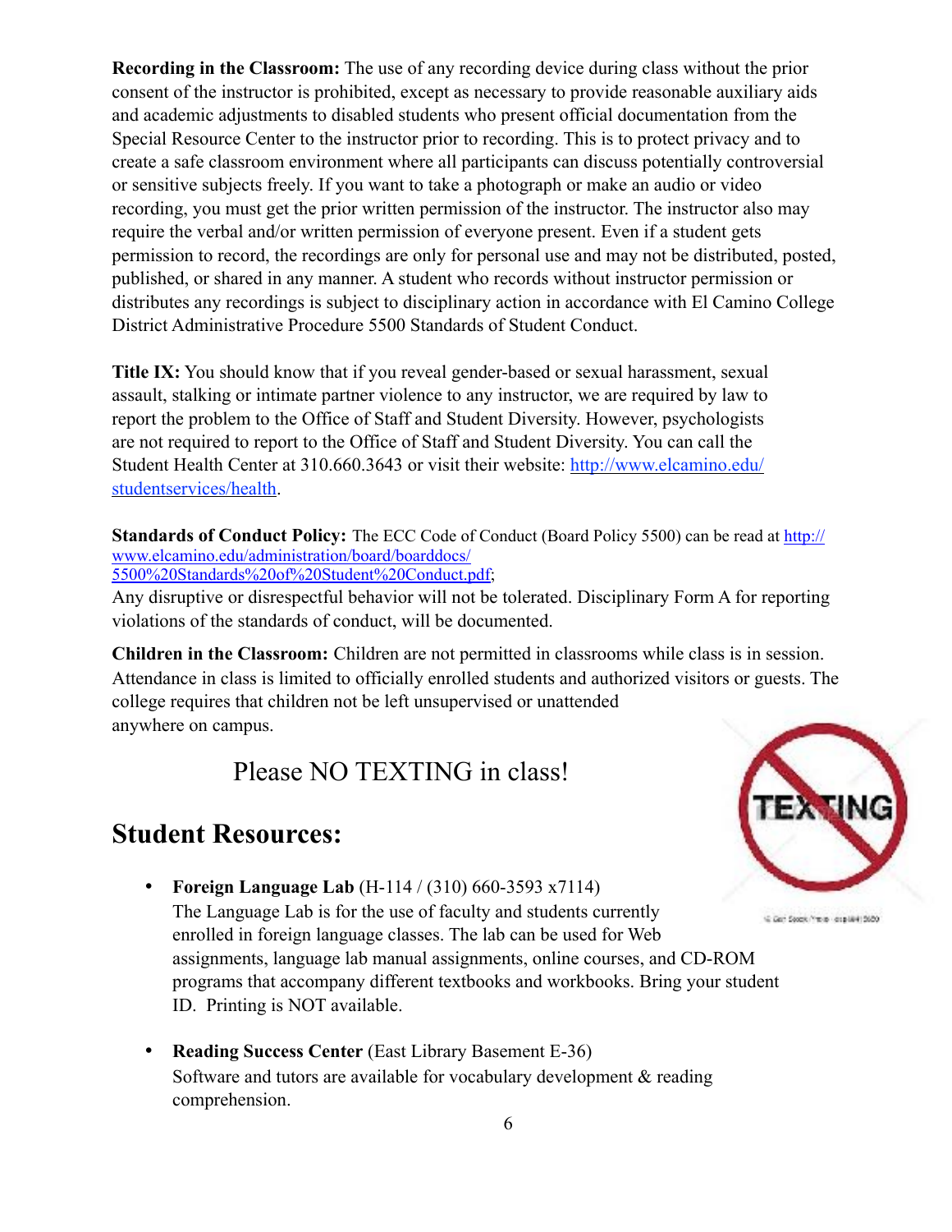**Recording in the Classroom:** The use of any recording device during class without the prior consent of the instructor is prohibited, except as necessary to provide reasonable auxiliary aids and academic adjustments to disabled students who present official documentation from the Special Resource Center to the instructor prior to recording. This is to protect privacy and to create a safe classroom environment where all participants can discuss potentially controversial or sensitive subjects freely. If you want to take a photograph or make an audio or video recording, you must get the prior written permission of the instructor. The instructor also may require the verbal and/or written permission of everyone present. Even if a student gets permission to record, the recordings are only for personal use and may not be distributed, posted, published, or shared in any manner. A student who records without instructor permission or distributes any recordings is subject to disciplinary action in accordance with El Camino College District Administrative Procedure 5500 Standards of Student Conduct.

**Title IX:** You should know that if you reveal gender-based or sexual harassment, sexual assault, stalking or intimate partner violence to any instructor, we are required by law to report the problem to the Office of Staff and Student Diversity. However, psychologists are not required to report to the Office of Staff and Student Diversity. You can call the Student Health Center at 310.660.3643 or visit their website: http://www.elcamino.edu/studentservices/health.

**Standards of Conduct Policy:** The ECC Code of Conduct (Board Policy 5500) can be read at http://www.elcamino.edu/administration/board/boarddocs/5500%20Standards%20of%20Student%20Conduct.pdf;
Any disruptive or disrespectful behavior will not be tolerated. Disciplinary Form A for reporting violations of the standards of conduct, will be documented.

**Children in the Classroom:** Children are not permitted in classrooms while class is in session. Attendance in class is limited to officially enrolled students and authorized visitors or guests. The college requires that children not be left unsupervised or unattended anywhere on campus.

Please NO TEXTING in class!

## Student Resources:

- **Foreign Language Lab** (H-114 / (310) 660-3593 x7114)
  The Language Lab is for the use of faculty and students currently enrolled in foreign language classes. The lab can be used for Web assignments, language lab manual assignments, online courses, and CD-ROM programs that accompany different textbooks and workbooks. Bring your student ID. Printing is NOT available.

- **Reading Success Center** (East Library Basement E-36)
  Software and tutors are available for vocabulary development & reading comprehension.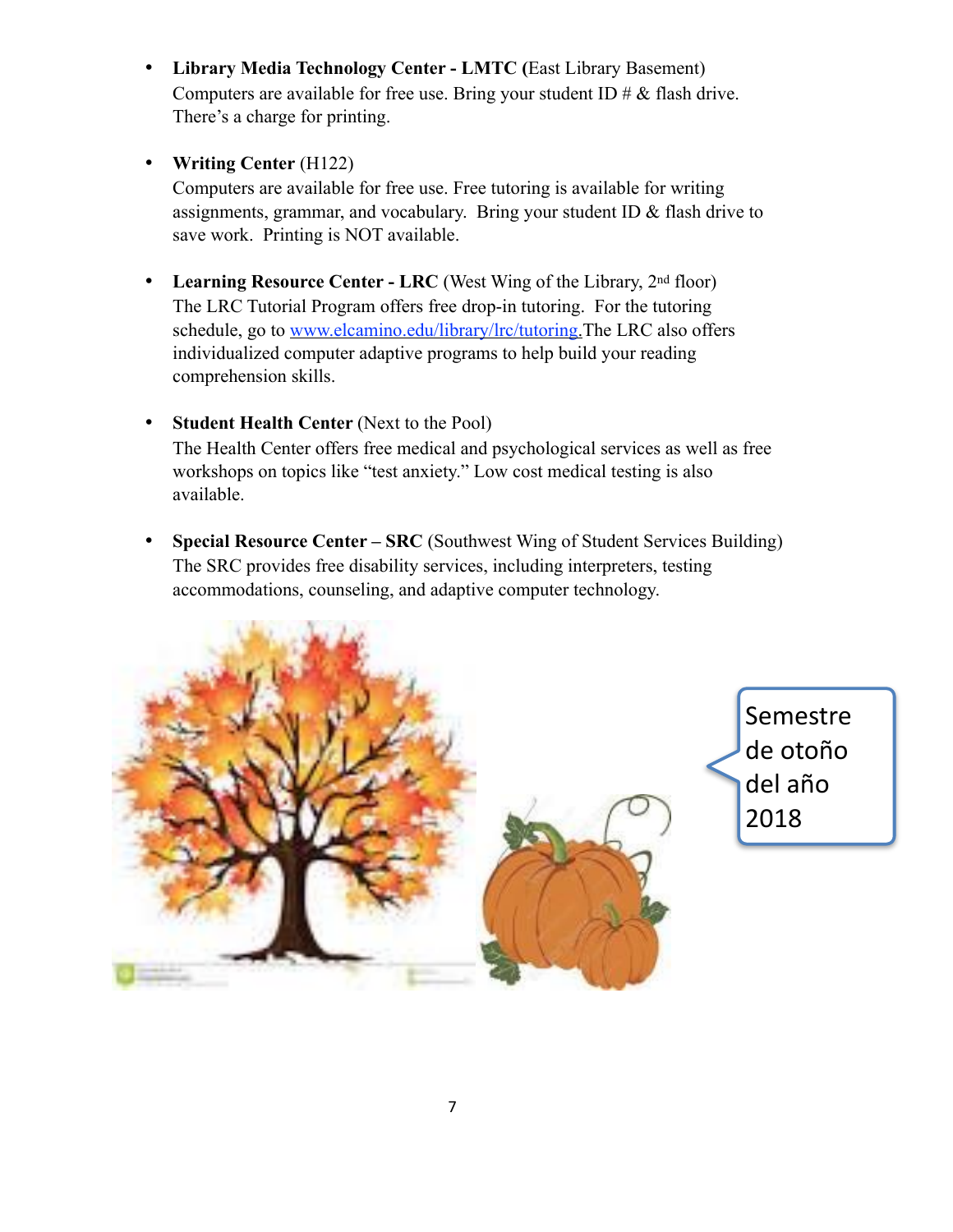- **Library Media Technology Center - LMTC (**East Library Basement)
  Computers are available for free use. Bring your student ID # & flash drive. There's a charge for printing.

- **Writing Center** (H122)
  Computers are available for free use. Free tutoring is available for writing assignments, grammar, and vocabulary. Bring your student ID & flash drive to save work. Printing is NOT available.

- **Learning Resource Center - LRC** (West Wing of the Library, 2nd floor)
  The LRC Tutorial Program offers free drop-in tutoring. For the tutoring schedule, go to [www.elcamino.edu/library/lrc/tutoring](http://www.elcamino.edu/library/lrc/tutoring). The LRC also offers individualized computer adaptive programs to help build your reading comprehension skills.

- **Student Health Center** (Next to the Pool)
  The Health Center offers free medical and psychological services as well as free workshops on topics like "test anxiety." Low cost medical testing is also available.

- **Special Resource Center – SRC** (Southwest Wing of Student Services Building)
  The SRC provides free disability services, including interpreters, testing accommodations, counseling, and adaptive computer technology.

Semestre de otoño del año 2018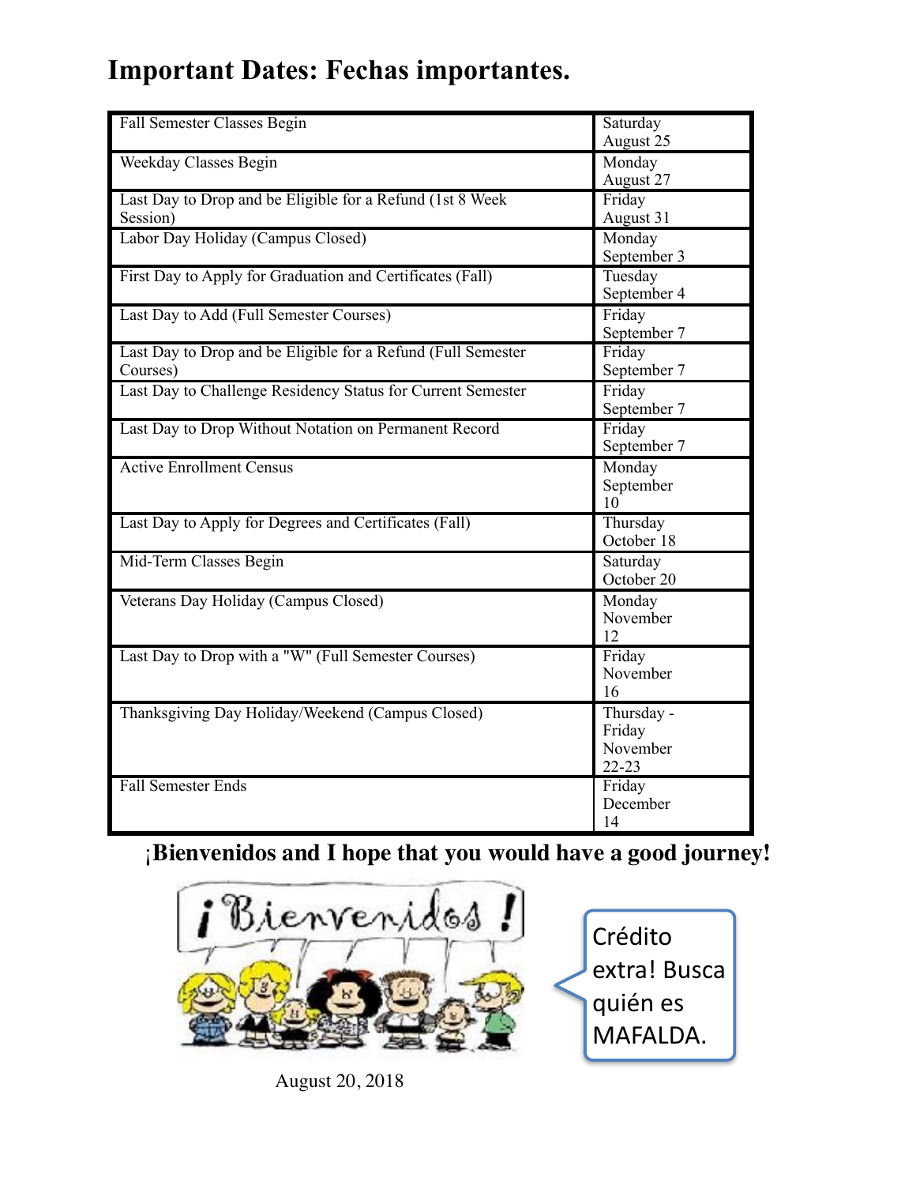# Important Dates: Fechas importantes.

| | |
|---|---|
| Fall Semester Classes Begin | Saturday August 25 |
| Weekday Classes Begin | Monday August 27 |
| Last Day to Drop and be Eligible for a Refund (1st 8 Week Session) | Friday August 31 |
| Labor Day Holiday (Campus Closed) | Monday September 3 |
| First Day to Apply for Graduation and Certificates (Fall) | Tuesday September 4 |
| Last Day to Add (Full Semester Courses) | Friday September 7 |
| Last Day to Drop and be Eligible for a Refund (Full Semester Courses) | Friday September 7 |
| Last Day to Challenge Residency Status for Current Semester | Friday September 7 |
| Last Day to Drop Without Notation on Permanent Record | Friday September 7 |
| Active Enrollment Census | Monday September 10 |
| Last Day to Apply for Degrees and Certificates (Fall) | Thursday October 18 |
| Mid-Term Classes Begin | Saturday October 20 |
| Veterans Day Holiday (Campus Closed) | Monday November 12 |
| Last Day to Drop with a "W" (Full Semester Courses) | Friday November 16 |
| Thanksgiving Day Holiday/Weekend (Campus Closed) | Thursday - Friday November 22-23 |
| Fall Semester Ends | Friday December 14 |

**¡Bienvenidos and I hope that you would have a good journey!**

Crédito extra! Busca quién es MAFALDA.

August 20, 2018